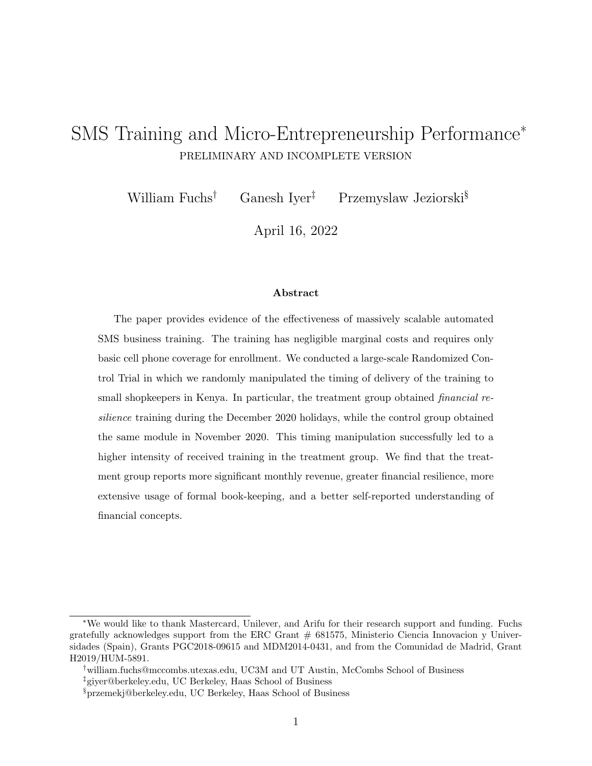# SMS Training and Micro-Entrepreneurship Performance[*]

PRELIMINARY AND INCOMPLETE VERSION

William Fuchs[†] Ganesh Iyer[‡] Przemyslaw Jeziorski[§]

April 16, 2022

## Abstract

The paper provides evidence of the effectiveness of massively scalable automated SMS business training. The training has negligible marginal costs and requires only basic cell phone coverage for enrollment. We conducted a large-scale Randomized Control Trial in which we randomly manipulated the timing of delivery of the training to small shopkeepers in Kenya. In particular, the treatment group obtained *financial resilience* training during the December 2020 holidays, while the control group obtained the same module in November 2020. This timing manipulation successfully led to a higher intensity of received training in the treatment group. We find that the treatment group reports more significant monthly revenue, greater financial resilience, more extensive usage of formal book-keeping, and a better self-reported understanding of financial concepts.

---

[*] We would like to thank Mastercard, Unilever, and Arifu for their research support and funding. Fuchs gratefully acknowledges support from the ERC Grant # 681575, Ministerio Ciencia Innovacion y Universidades (Spain), Grants PGC2018-09615 and MDM2014-0431, and from the Comunidad de Madrid, Grant H2019/HUM-5891.

[†] william.fuchs@mccombs.utexas.edu, UC3M and UT Austin, McCombs School of Business

[‡] giyer@berkeley.edu, UC Berkeley, Haas School of Business

[§] przemekj@berkeley.edu, UC Berkeley, Haas School of Business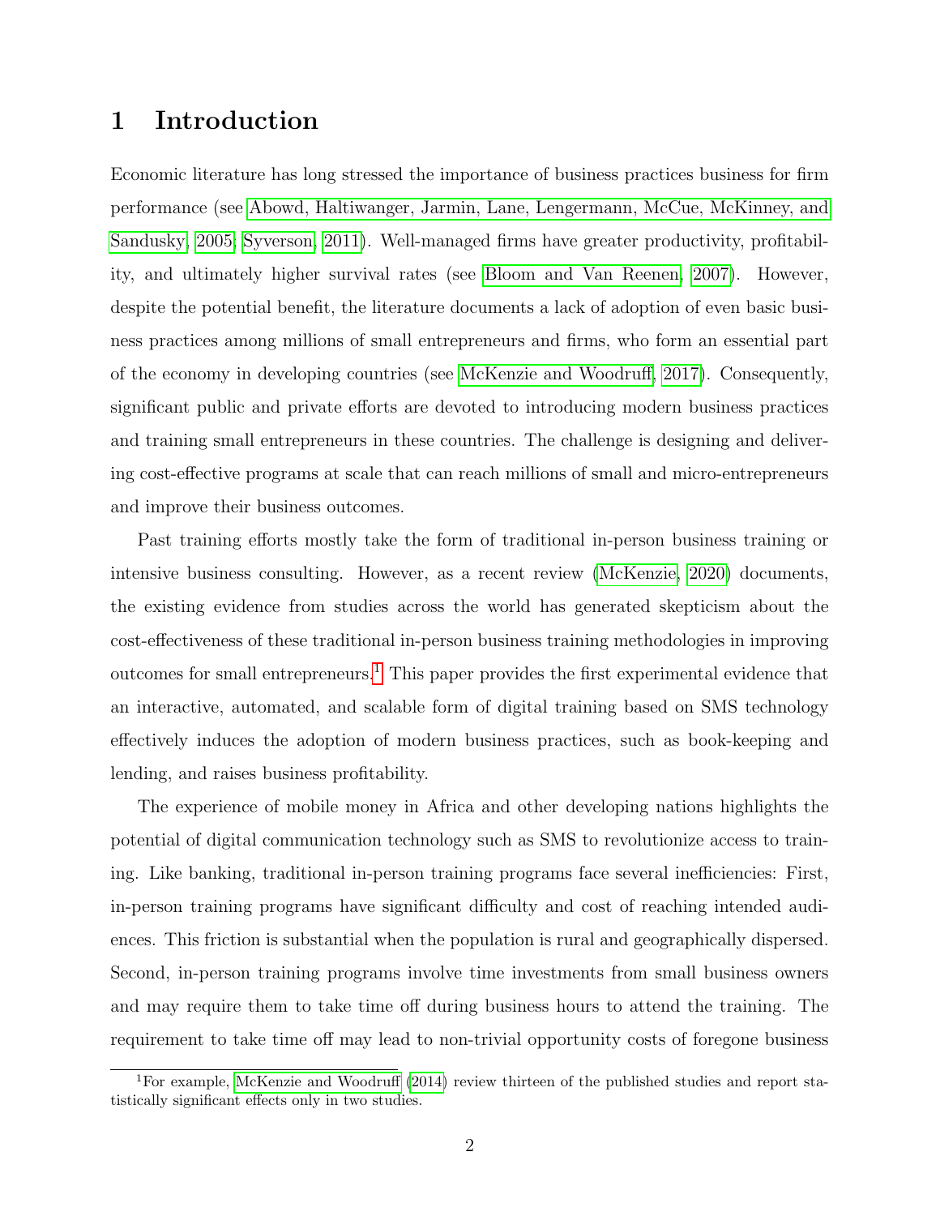# 1 Introduction

Economic literature has long stressed the importance of business practices business for firm performance (see Abowd, Haltiwanger, Jarmin, Lane, Lengermann, McCue, McKinney, and Sandusky, 2005; Syverson, 2011). Well-managed firms have greater productivity, profitability, and ultimately higher survival rates (see Bloom and Van Reenen, 2007). However, despite the potential benefit, the literature documents a lack of adoption of even basic business practices among millions of small entrepreneurs and firms, who form an essential part of the economy in developing countries (see McKenzie and Woodruff, 2017). Consequently, significant public and private efforts are devoted to introducing modern business practices and training small entrepreneurs in these countries. The challenge is designing and delivering cost-effective programs at scale that can reach millions of small and micro-entrepreneurs and improve their business outcomes.

Past training efforts mostly take the form of traditional in-person business training or intensive business consulting. However, as a recent review (McKenzie, 2020) documents, the existing evidence from studies across the world has generated skepticism about the cost-effectiveness of these traditional in-person business training methodologies in improving outcomes for small entrepreneurs.[1] This paper provides the first experimental evidence that an interactive, automated, and scalable form of digital training based on SMS technology effectively induces the adoption of modern business practices, such as book-keeping and lending, and raises business profitability.

The experience of mobile money in Africa and other developing nations highlights the potential of digital communication technology such as SMS to revolutionize access to training. Like banking, traditional in-person training programs face several inefficiencies: First, in-person training programs have significant difficulty and cost of reaching intended audiences. This friction is substantial when the population is rural and geographically dispersed. Second, in-person training programs involve time investments from small business owners and may require them to take time off during business hours to attend the training. The requirement to take time off may lead to non-trivial opportunity costs of foregone business

[1] For example, McKenzie and Woodruff (2014) review thirteen of the published studies and report statistically significant effects only in two studies.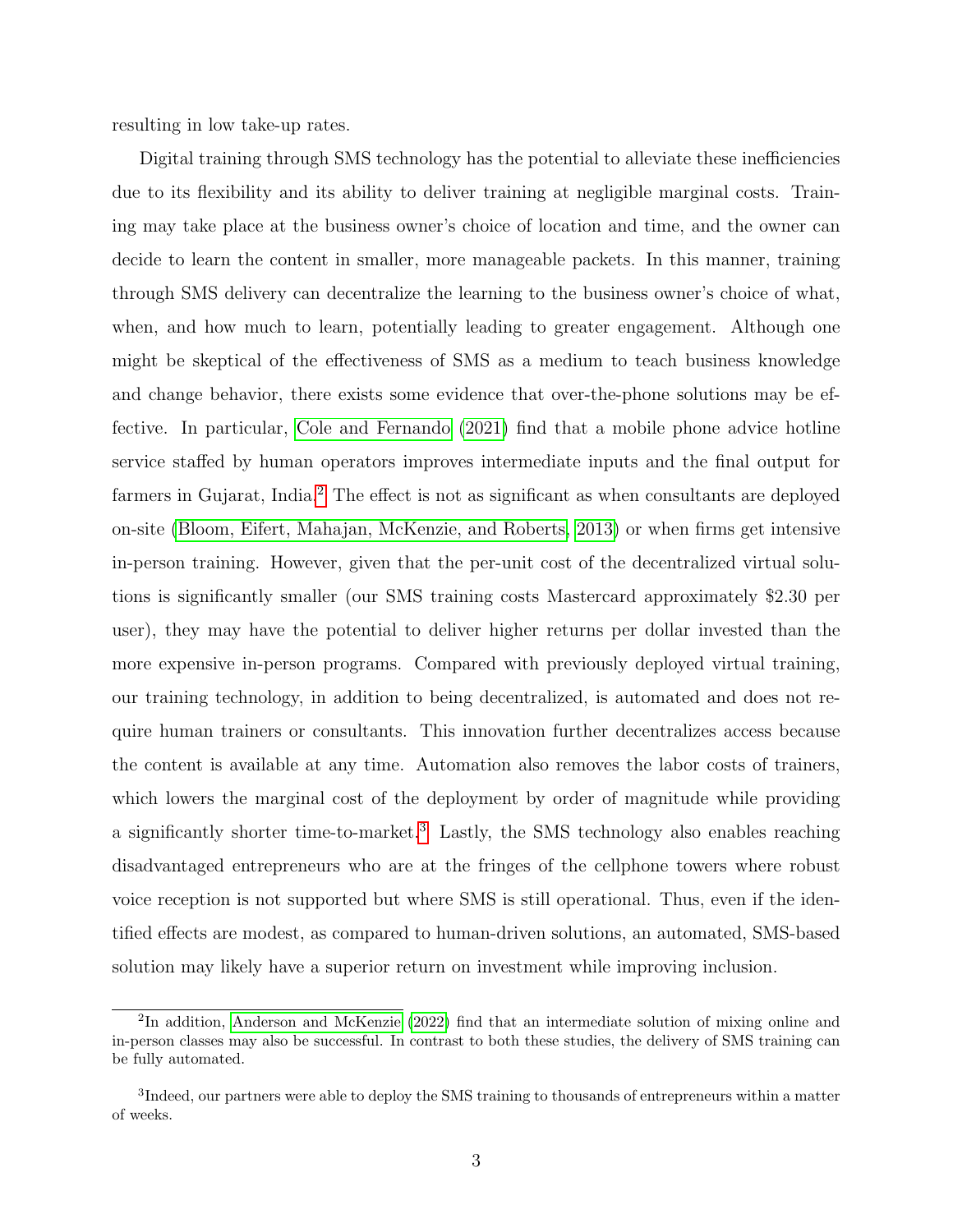resulting in low take-up rates.

Digital training through SMS technology has the potential to alleviate these inefficiencies due to its flexibility and its ability to deliver training at negligible marginal costs. Training may take place at the business owner's choice of location and time, and the owner can decide to learn the content in smaller, more manageable packets. In this manner, training through SMS delivery can decentralize the learning to the business owner's choice of what, when, and how much to learn, potentially leading to greater engagement. Although one might be skeptical of the effectiveness of SMS as a medium to teach business knowledge and change behavior, there exists some evidence that over-the-phone solutions may be effective. In particular, Cole and Fernando (2021) find that a mobile phone advice hotline service staffed by human operators improves intermediate inputs and the final output for farmers in Gujarat, India.[2] The effect is not as significant as when consultants are deployed on-site (Bloom, Eifert, Mahajan, McKenzie, and Roberts, 2013) or when firms get intensive in-person training. However, given that the per-unit cost of the decentralized virtual solutions is significantly smaller (our SMS training costs Mastercard approximately $2.30 per user), they may have the potential to deliver higher returns per dollar invested than the more expensive in-person programs. Compared with previously deployed virtual training, our training technology, in addition to being decentralized, is automated and does not require human trainers or consultants. This innovation further decentralizes access because the content is available at any time. Automation also removes the labor costs of trainers, which lowers the marginal cost of the deployment by order of magnitude while providing a significantly shorter time-to-market.[3] Lastly, the SMS technology also enables reaching disadvantaged entrepreneurs who are at the fringes of the cellphone towers where robust voice reception is not supported but where SMS is still operational. Thus, even if the identified effects are modest, as compared to human-driven solutions, an automated, SMS-based solution may likely have a superior return on investment while improving inclusion.

[2] In addition, Anderson and McKenzie (2022) find that an intermediate solution of mixing online and in-person classes may also be successful. In contrast to both these studies, the delivery of SMS training can be fully automated.

[3] Indeed, our partners were able to deploy the SMS training to thousands of entrepreneurs within a matter of weeks.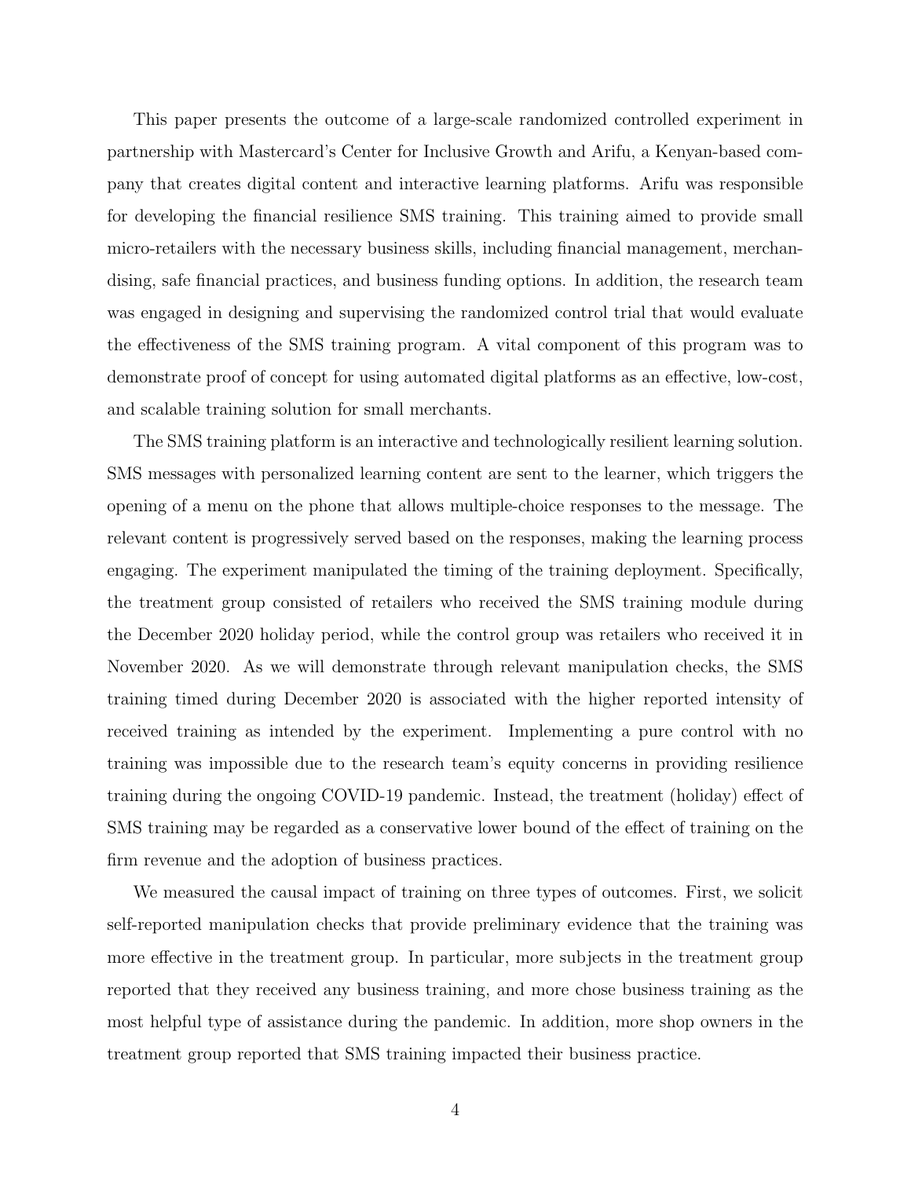This paper presents the outcome of a large-scale randomized controlled experiment in partnership with Mastercard's Center for Inclusive Growth and Arifu, a Kenyan-based company that creates digital content and interactive learning platforms. Arifu was responsible for developing the financial resilience SMS training. This training aimed to provide small micro-retailers with the necessary business skills, including financial management, merchandising, safe financial practices, and business funding options. In addition, the research team was engaged in designing and supervising the randomized control trial that would evaluate the effectiveness of the SMS training program. A vital component of this program was to demonstrate proof of concept for using automated digital platforms as an effective, low-cost, and scalable training solution for small merchants.

The SMS training platform is an interactive and technologically resilient learning solution. SMS messages with personalized learning content are sent to the learner, which triggers the opening of a menu on the phone that allows multiple-choice responses to the message. The relevant content is progressively served based on the responses, making the learning process engaging. The experiment manipulated the timing of the training deployment. Specifically, the treatment group consisted of retailers who received the SMS training module during the December 2020 holiday period, while the control group was retailers who received it in November 2020. As we will demonstrate through relevant manipulation checks, the SMS training timed during December 2020 is associated with the higher reported intensity of received training as intended by the experiment. Implementing a pure control with no training was impossible due to the research team's equity concerns in providing resilience training during the ongoing COVID-19 pandemic. Instead, the treatment (holiday) effect of SMS training may be regarded as a conservative lower bound of the effect of training on the firm revenue and the adoption of business practices.

We measured the causal impact of training on three types of outcomes. First, we solicit self-reported manipulation checks that provide preliminary evidence that the training was more effective in the treatment group. In particular, more subjects in the treatment group reported that they received any business training, and more chose business training as the most helpful type of assistance during the pandemic. In addition, more shop owners in the treatment group reported that SMS training impacted their business practice.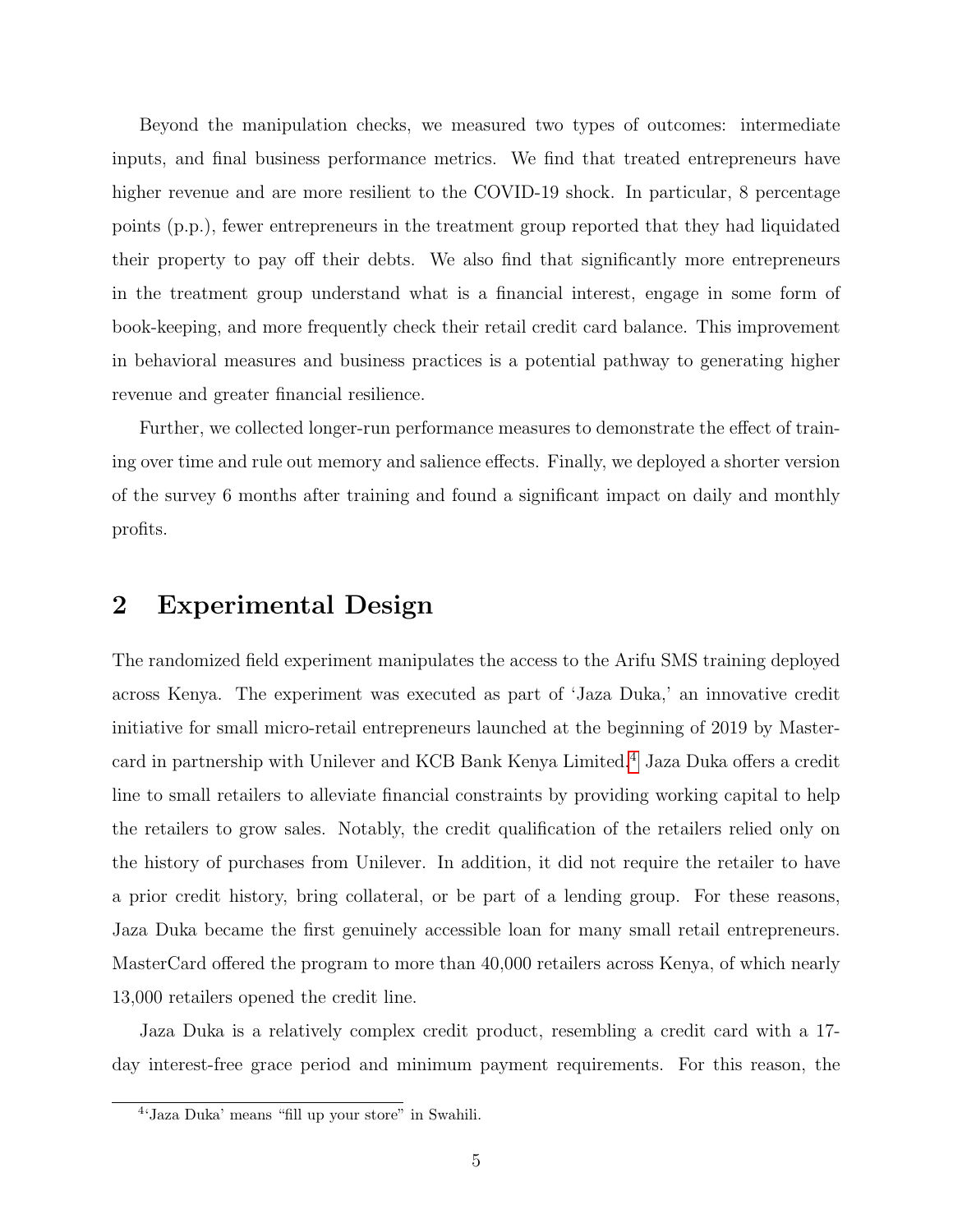Beyond the manipulation checks, we measured two types of outcomes: intermediate inputs, and final business performance metrics. We find that treated entrepreneurs have higher revenue and are more resilient to the COVID-19 shock. In particular, 8 percentage points (p.p.), fewer entrepreneurs in the treatment group reported that they had liquidated their property to pay off their debts. We also find that significantly more entrepreneurs in the treatment group understand what is a financial interest, engage in some form of book-keeping, and more frequently check their retail credit card balance. This improvement in behavioral measures and business practices is a potential pathway to generating higher revenue and greater financial resilience.

Further, we collected longer-run performance measures to demonstrate the effect of training over time and rule out memory and salience effects. Finally, we deployed a shorter version of the survey 6 months after training and found a significant impact on daily and monthly profits.

## 2 Experimental Design

The randomized field experiment manipulates the access to the Arifu SMS training deployed across Kenya. The experiment was executed as part of 'Jaza Duka,' an innovative credit initiative for small micro-retail entrepreneurs launched at the beginning of 2019 by Mastercard in partnership with Unilever and KCB Bank Kenya Limited.[4] Jaza Duka offers a credit line to small retailers to alleviate financial constraints by providing working capital to help the retailers to grow sales. Notably, the credit qualification of the retailers relied only on the history of purchases from Unilever. In addition, it did not require the retailer to have a prior credit history, bring collateral, or be part of a lending group. For these reasons, Jaza Duka became the first genuinely accessible loan for many small retail entrepreneurs. MasterCard offered the program to more than 40,000 retailers across Kenya, of which nearly 13,000 retailers opened the credit line.

Jaza Duka is a relatively complex credit product, resembling a credit card with a 17-day interest-free grace period and minimum payment requirements. For this reason, the

[4] 'Jaza Duka' means "fill up your store" in Swahili.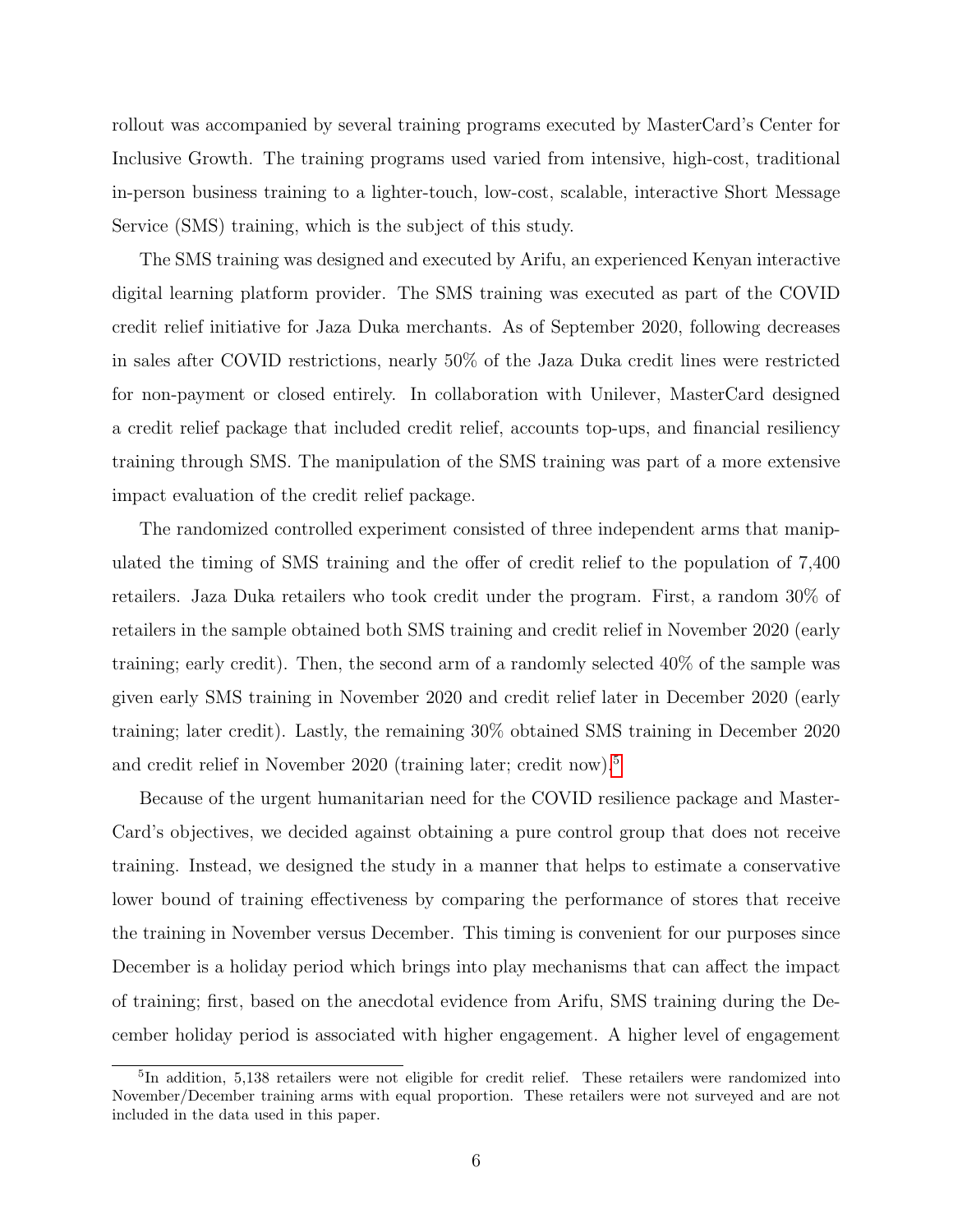rollout was accompanied by several training programs executed by MasterCard's Center for Inclusive Growth. The training programs used varied from intensive, high-cost, traditional in-person business training to a lighter-touch, low-cost, scalable, interactive Short Message Service (SMS) training, which is the subject of this study.

The SMS training was designed and executed by Arifu, an experienced Kenyan interactive digital learning platform provider. The SMS training was executed as part of the COVID credit relief initiative for Jaza Duka merchants. As of September 2020, following decreases in sales after COVID restrictions, nearly 50% of the Jaza Duka credit lines were restricted for non-payment or closed entirely. In collaboration with Unilever, MasterCard designed a credit relief package that included credit relief, accounts top-ups, and financial resiliency training through SMS. The manipulation of the SMS training was part of a more extensive impact evaluation of the credit relief package.

The randomized controlled experiment consisted of three independent arms that manipulated the timing of SMS training and the offer of credit relief to the population of 7,400 retailers. Jaza Duka retailers who took credit under the program. First, a random 30% of retailers in the sample obtained both SMS training and credit relief in November 2020 (early training; early credit). Then, the second arm of a randomly selected 40% of the sample was given early SMS training in November 2020 and credit relief later in December 2020 (early training; later credit). Lastly, the remaining 30% obtained SMS training in December 2020 and credit relief in November 2020 (training later; credit now).[5]

Because of the urgent humanitarian need for the COVID resilience package and MasterCard's objectives, we decided against obtaining a pure control group that does not receive training. Instead, we designed the study in a manner that helps to estimate a conservative lower bound of training effectiveness by comparing the performance of stores that receive the training in November versus December. This timing is convenient for our purposes since December is a holiday period which brings into play mechanisms that can affect the impact of training; first, based on the anecdotal evidence from Arifu, SMS training during the December holiday period is associated with higher engagement. A higher level of engagement

[5] In addition, 5,138 retailers were not eligible for credit relief. These retailers were randomized into November/December training arms with equal proportion. These retailers were not surveyed and are not included in the data used in this paper.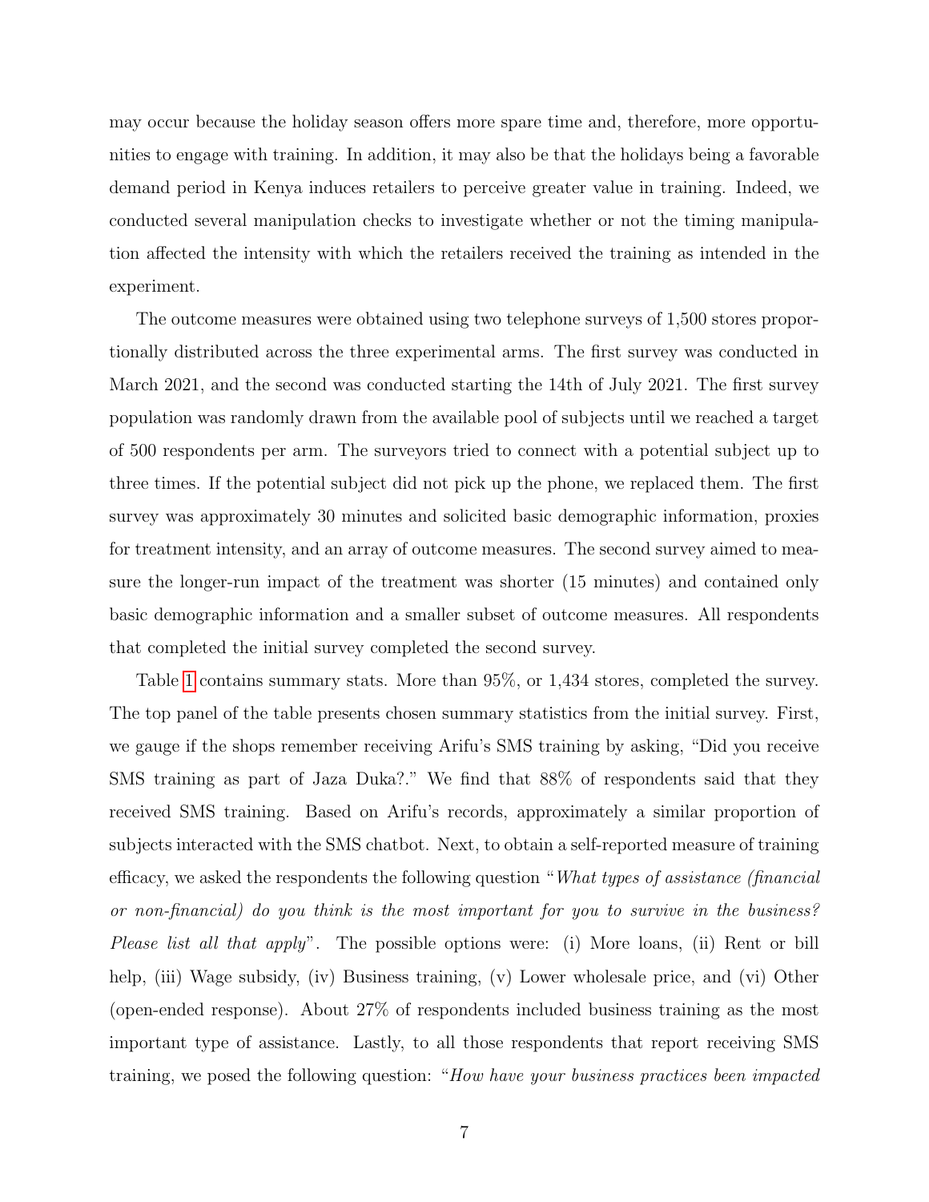may occur because the holiday season offers more spare time and, therefore, more opportunities to engage with training. In addition, it may also be that the holidays being a favorable demand period in Kenya induces retailers to perceive greater value in training. Indeed, we conducted several manipulation checks to investigate whether or not the timing manipulation affected the intensity with which the retailers received the training as intended in the experiment.

The outcome measures were obtained using two telephone surveys of 1,500 stores proportionally distributed across the three experimental arms. The first survey was conducted in March 2021, and the second was conducted starting the 14th of July 2021. The first survey population was randomly drawn from the available pool of subjects until we reached a target of 500 respondents per arm. The surveyors tried to connect with a potential subject up to three times. If the potential subject did not pick up the phone, we replaced them. The first survey was approximately 30 minutes and solicited basic demographic information, proxies for treatment intensity, and an array of outcome measures. The second survey aimed to measure the longer-run impact of the treatment was shorter (15 minutes) and contained only basic demographic information and a smaller subset of outcome measures. All respondents that completed the initial survey completed the second survey.

Table 1 contains summary stats. More than 95%, or 1,434 stores, completed the survey. The top panel of the table presents chosen summary statistics from the initial survey. First, we gauge if the shops remember receiving Arifu's SMS training by asking, "Did you receive SMS training as part of Jaza Duka?." We find that 88% of respondents said that they received SMS training. Based on Arifu's records, approximately a similar proportion of subjects interacted with the SMS chatbot. Next, to obtain a self-reported measure of training efficacy, we asked the respondents the following question "*What types of assistance (financial or non-financial) do you think is the most important for you to survive in the business? Please list all that apply*". The possible options were: (i) More loans, (ii) Rent or bill help, (iii) Wage subsidy, (iv) Business training, (v) Lower wholesale price, and (vi) Other (open-ended response). About 27% of respondents included business training as the most important type of assistance. Lastly, to all those respondents that report receiving SMS training, we posed the following question: "*How have your business practices been impacted*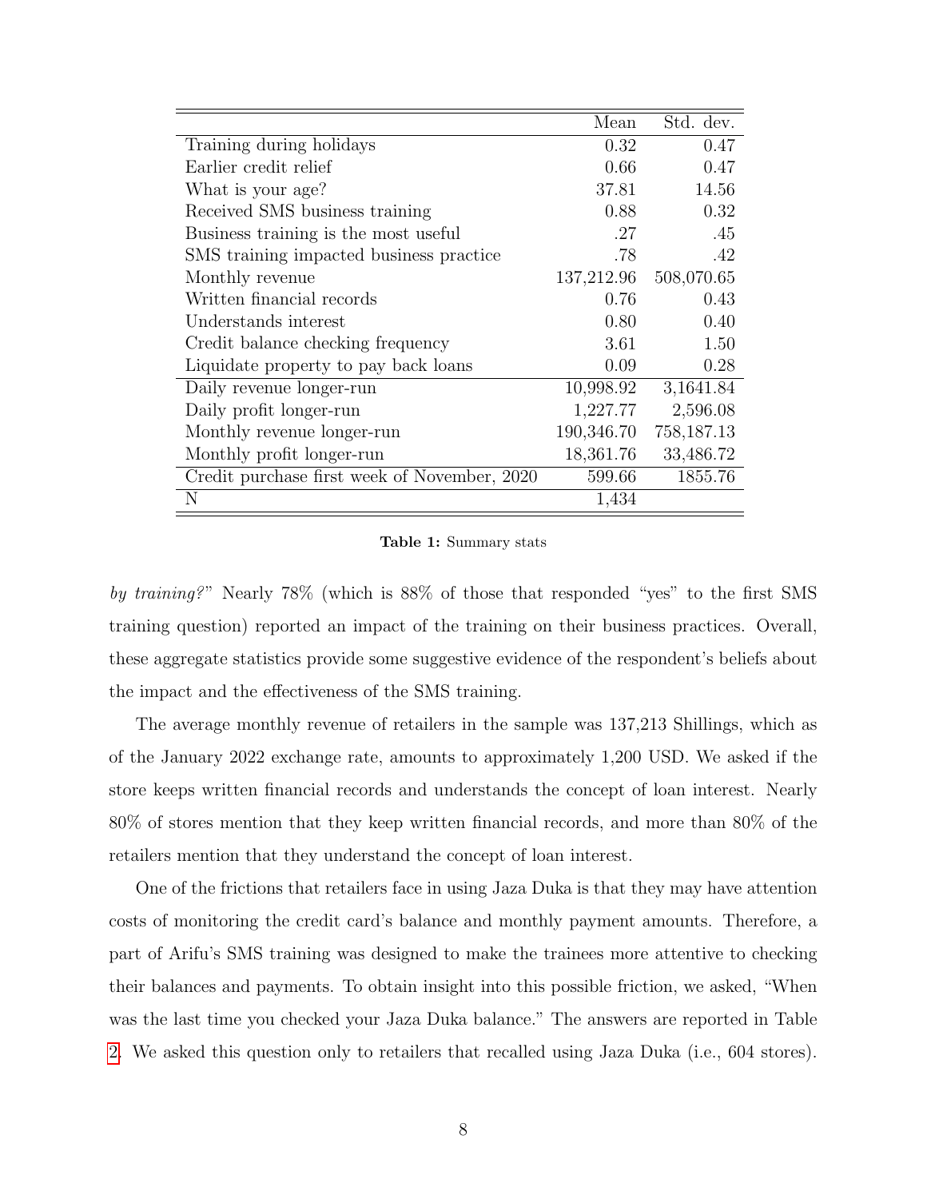| | Mean | Std. dev. |
|---|---|---|
| Training during holidays | 0.32 | 0.47 |
| Earlier credit relief | 0.66 | 0.47 |
| What is your age? | 37.81 | 14.56 |
| Received SMS business training | 0.88 | 0.32 |
| Business training is the most useful | .27 | .45 |
| SMS training impacted business practice | .78 | .42 |
| Monthly revenue | 137,212.96 | 508,070.65 |
| Written financial records | 0.76 | 0.43 |
| Understands interest | 0.80 | 0.40 |
| Credit balance checking frequency | 3.61 | 1.50 |
| Liquidate property to pay back loans | 0.09 | 0.28 |
| Daily revenue longer-run | 10,998.92 | 3,1641.84 |
| Daily profit longer-run | 1,227.77 | 2,596.08 |
| Monthly revenue longer-run | 190,346.70 | 758,187.13 |
| Monthly profit longer-run | 18,361.76 | 33,486.72 |
| Credit purchase first week of November, 2020 | 599.66 | 1855.76 |
| N | 1,434 | |

**Table 1:** Summary stats

*by training?*" Nearly 78% (which is 88% of those that responded "yes" to the first SMS training question) reported an impact of the training on their business practices. Overall, these aggregate statistics provide some suggestive evidence of the respondent's beliefs about the impact and the effectiveness of the SMS training.

The average monthly revenue of retailers in the sample was 137,213 Shillings, which as of the January 2022 exchange rate, amounts to approximately 1,200 USD. We asked if the store keeps written financial records and understands the concept of loan interest. Nearly 80% of stores mention that they keep written financial records, and more than 80% of the retailers mention that they understand the concept of loan interest.

One of the frictions that retailers face in using Jaza Duka is that they may have attention costs of monitoring the credit card's balance and monthly payment amounts. Therefore, a part of Arifu's SMS training was designed to make the trainees more attentive to checking their balances and payments. To obtain insight into this possible friction, we asked, "When was the last time you checked your Jaza Duka balance." The answers are reported in Table 2. We asked this question only to retailers that recalled using Jaza Duka (i.e., 604 stores).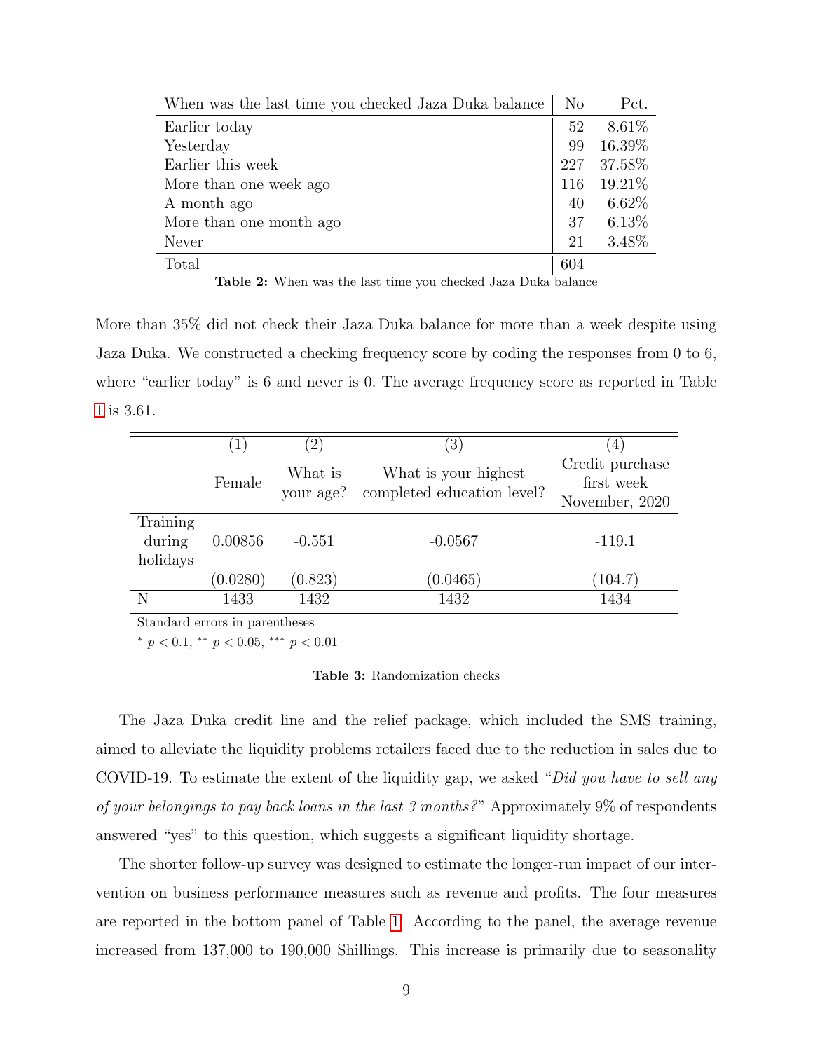| When was the last time you checked Jaza Duka balance | No | Pct. |
|---|---|---|
| Earlier today | 52 | 8.61% |
| Yesterday | 99 | 16.39% |
| Earlier this week | 227 | 37.58% |
| More than one week ago | 116 | 19.21% |
| A month ago | 40 | 6.62% |
| More than one month ago | 37 | 6.13% |
| Never | 21 | 3.48% |
| Total | 604 | |

**Table 2:** When was the last time you checked Jaza Duka balance

More than 35% did not check their Jaza Duka balance for more than a week despite using Jaza Duka. We constructed a checking frequency score by coding the responses from 0 to 6, where "earlier today" is 6 and never is 0. The average frequency score as reported in Table 1 is 3.61.

| | (1) | (2) | (3) | (4) |
|---|---|---|---|---|
| | Female | What is your age? | What is your highest completed education level? | Credit purchase first week November, 2020 |
| Training during holidays | 0.00856 | -0.551 | -0.0567 | -119.1 |
| | (0.0280) | (0.823) | (0.0465) | (104.7) |
| N | 1433 | 1432 | 1432 | 1434 |

Standard errors in parentheses

$^{*}$ $p < 0.1$, $^{**}$ $p < 0.05$, $^{***}$ $p < 0.01$

**Table 3:** Randomization checks

The Jaza Duka credit line and the relief package, which included the SMS training, aimed to alleviate the liquidity problems retailers faced due to the reduction in sales due to COVID-19. To estimate the extent of the liquidity gap, we asked "*Did you have to sell any of your belongings to pay back loans in the last 3 months?*" Approximately 9% of respondents answered "yes" to this question, which suggests a significant liquidity shortage.

The shorter follow-up survey was designed to estimate the longer-run impact of our intervention on business performance measures such as revenue and profits. The four measures are reported in the bottom panel of Table 1. According to the panel, the average revenue increased from 137,000 to 190,000 Shillings. This increase is primarily due to seasonality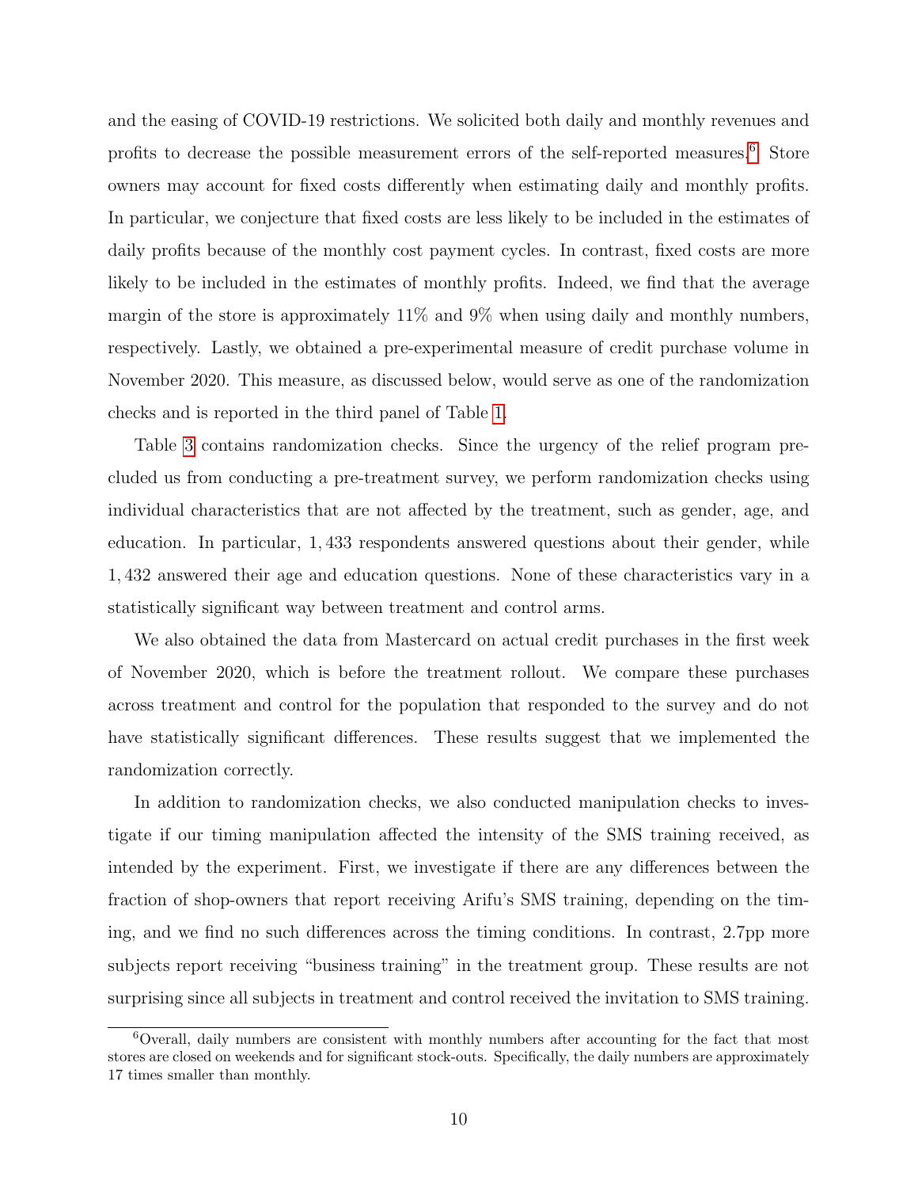and the easing of COVID-19 restrictions. We solicited both daily and monthly revenues and profits to decrease the possible measurement errors of the self-reported measures.[6] Store owners may account for fixed costs differently when estimating daily and monthly profits. In particular, we conjecture that fixed costs are less likely to be included in the estimates of daily profits because of the monthly cost payment cycles. In contrast, fixed costs are more likely to be included in the estimates of monthly profits. Indeed, we find that the average margin of the store is approximately 11% and 9% when using daily and monthly numbers, respectively. Lastly, we obtained a pre-experimental measure of credit purchase volume in November 2020. This measure, as discussed below, would serve as one of the randomization checks and is reported in the third panel of Table 1.

Table 3 contains randomization checks. Since the urgency of the relief program precluded us from conducting a pre-treatment survey, we perform randomization checks using individual characteristics that are not affected by the treatment, such as gender, age, and education. In particular, 1,433 respondents answered questions about their gender, while 1,432 answered their age and education questions. None of these characteristics vary in a statistically significant way between treatment and control arms.

We also obtained the data from Mastercard on actual credit purchases in the first week of November 2020, which is before the treatment rollout. We compare these purchases across treatment and control for the population that responded to the survey and do not have statistically significant differences. These results suggest that we implemented the randomization correctly.

In addition to randomization checks, we also conducted manipulation checks to investigate if our timing manipulation affected the intensity of the SMS training received, as intended by the experiment. First, we investigate if there are any differences between the fraction of shop-owners that report receiving Arifu's SMS training, depending on the timing, and we find no such differences across the timing conditions. In contrast, 2.7pp more subjects report receiving "business training" in the treatment group. These results are not surprising since all subjects in treatment and control received the invitation to SMS training.

[6] Overall, daily numbers are consistent with monthly numbers after accounting for the fact that most stores are closed on weekends and for significant stock-outs. Specifically, the daily numbers are approximately 17 times smaller than monthly.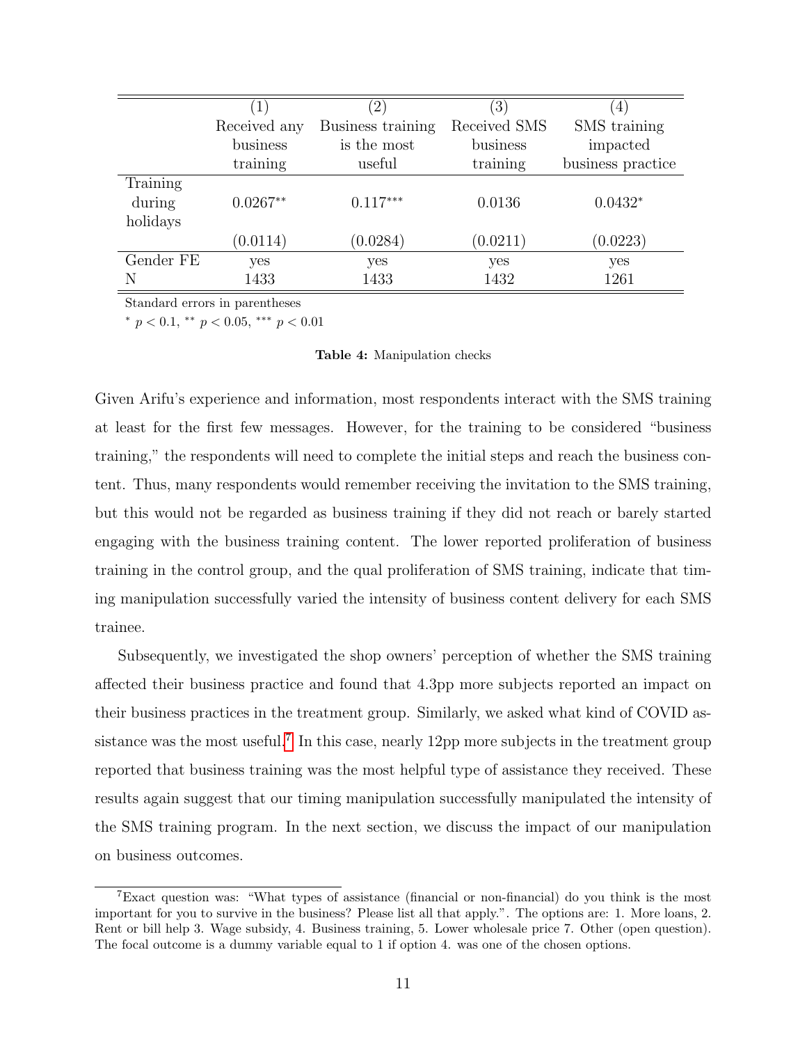| | (1) Received any business training | (2) Business training is the most useful | (3) Received SMS business training | (4) SMS training impacted business practice |
|---|---|---|---|---|
| Training during holidays | 0.0267** | 0.117*** | 0.0136 | 0.0432* |
| | (0.0114) | (0.0284) | (0.0211) | (0.0223) |
| Gender FE | yes | yes | yes | yes |
| N | 1433 | 1433 | 1432 | 1261 |

Standard errors in parentheses

* $p < 0.1$, ** $p < 0.05$, *** $p < 0.01$

**Table 4:** Manipulation checks

Given Arifu's experience and information, most respondents interact with the SMS training at least for the first few messages. However, for the training to be considered "business training," the respondents will need to complete the initial steps and reach the business content. Thus, many respondents would remember receiving the invitation to the SMS training, but this would not be regarded as business training if they did not reach or barely started engaging with the business training content. The lower reported proliferation of business training in the control group, and the qual proliferation of SMS training, indicate that timing manipulation successfully varied the intensity of business content delivery for each SMS trainee.

Subsequently, we investigated the shop owners' perception of whether the SMS training affected their business practice and found that 4.3pp more subjects reported an impact on their business practices in the treatment group. Similarly, we asked what kind of COVID assistance was the most useful.[7] In this case, nearly 12pp more subjects in the treatment group reported that business training was the most helpful type of assistance they received. These results again suggest that our timing manipulation successfully manipulated the intensity of the SMS training program. In the next section, we discuss the impact of our manipulation on business outcomes.

[7]Exact question was: "What types of assistance (financial or non-financial) do you think is the most important for you to survive in the business? Please list all that apply.". The options are: 1. More loans, 2. Rent or bill help 3. Wage subsidy, 4. Business training, 5. Lower wholesale price 7. Other (open question). The focal outcome is a dummy variable equal to 1 if option 4. was one of the chosen options.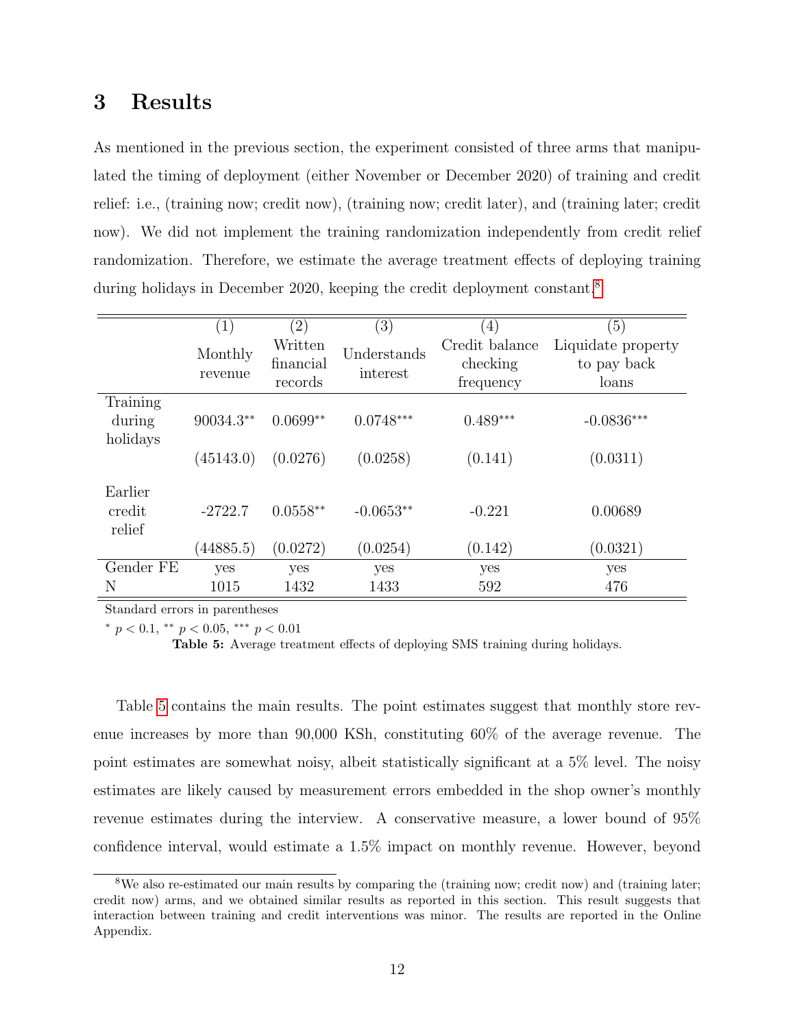# 3 Results

As mentioned in the previous section, the experiment consisted of three arms that manipulated the timing of deployment (either November or December 2020) of training and credit relief: i.e., (training now; credit now), (training now; credit later), and (training later; credit now). We did not implement the training randomization independently from credit relief randomization. Therefore, we estimate the average treatment effects of deploying training during holidays in December 2020, keeping the credit deployment constant.[8]

| | (1) Monthly revenue | (2) Written financial records | (3) Understands interest | (4) Credit balance checking frequency | (5) Liquidate property to pay back loans |
|---|---|---|---|---|---|
| Training during holidays | 90034.3$^{**}$ | 0.0699$^{**}$ | 0.0748$^{***}$ | 0.489$^{***}$ | -0.0836$^{***}$ |
| | (45143.0) | (0.0276) | (0.0258) | (0.141) | (0.0311) |
| Earlier credit relief | -2722.7 | 0.0558$^{**}$ | -0.0653$^{**}$ | -0.221 | 0.00689 |
| | (44885.5) | (0.0272) | (0.0254) | (0.142) | (0.0321) |
| Gender FE | yes | yes | yes | yes | yes |
| N | 1015 | 1432 | 1433 | 592 | 476 |

Standard errors in parentheses

$^{*}$ $p < 0.1$, $^{**}$ $p < 0.05$, $^{***}$ $p < 0.01$

**Table 5:** Average treatment effects of deploying SMS training during holidays.

Table 5 contains the main results. The point estimates suggest that monthly store revenue increases by more than 90,000 KSh, constituting 60% of the average revenue. The point estimates are somewhat noisy, albeit statistically significant at a 5% level. The noisy estimates are likely caused by measurement errors embedded in the shop owner's monthly revenue estimates during the interview. A conservative measure, a lower bound of 95% confidence interval, would estimate a 1.5% impact on monthly revenue. However, beyond

[8] We also re-estimated our main results by comparing the (training now; credit now) and (training later; credit now) arms, and we obtained similar results as reported in this section. This result suggests that interaction between training and credit interventions was minor. The results are reported in the Online Appendix.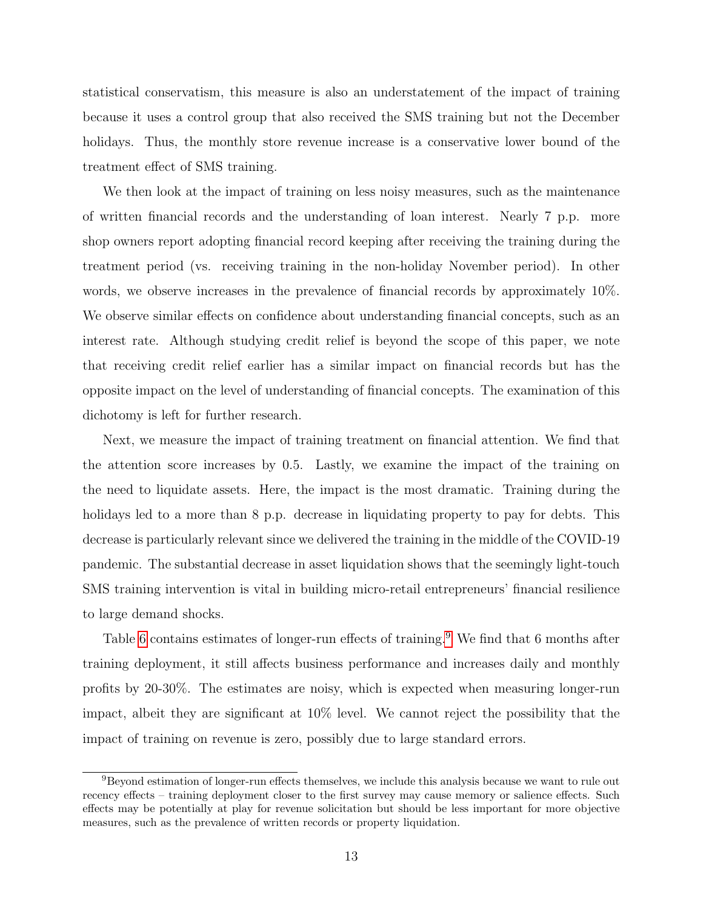statistical conservatism, this measure is also an understatement of the impact of training because it uses a control group that also received the SMS training but not the December holidays. Thus, the monthly store revenue increase is a conservative lower bound of the treatment effect of SMS training.

We then look at the impact of training on less noisy measures, such as the maintenance of written financial records and the understanding of loan interest. Nearly 7 p.p. more shop owners report adopting financial record keeping after receiving the training during the treatment period (vs. receiving training in the non-holiday November period). In other words, we observe increases in the prevalence of financial records by approximately 10%. We observe similar effects on confidence about understanding financial concepts, such as an interest rate. Although studying credit relief is beyond the scope of this paper, we note that receiving credit relief earlier has a similar impact on financial records but has the opposite impact on the level of understanding of financial concepts. The examination of this dichotomy is left for further research.

Next, we measure the impact of training treatment on financial attention. We find that the attention score increases by 0.5. Lastly, we examine the impact of the training on the need to liquidate assets. Here, the impact is the most dramatic. Training during the holidays led to a more than 8 p.p. decrease in liquidating property to pay for debts. This decrease is particularly relevant since we delivered the training in the middle of the COVID-19 pandemic. The substantial decrease in asset liquidation shows that the seemingly light-touch SMS training intervention is vital in building micro-retail entrepreneurs' financial resilience to large demand shocks.

Table 6 contains estimates of longer-run effects of training.[9] We find that 6 months after training deployment, it still affects business performance and increases daily and monthly profits by 20-30%. The estimates are noisy, which is expected when measuring longer-run impact, albeit they are significant at 10% level. We cannot reject the possibility that the impact of training on revenue is zero, possibly due to large standard errors.

[9] Beyond estimation of longer-run effects themselves, we include this analysis because we want to rule out recency effects – training deployment closer to the first survey may cause memory or salience effects. Such effects may be potentially at play for revenue solicitation but should be less important for more objective measures, such as the prevalence of written records or property liquidation.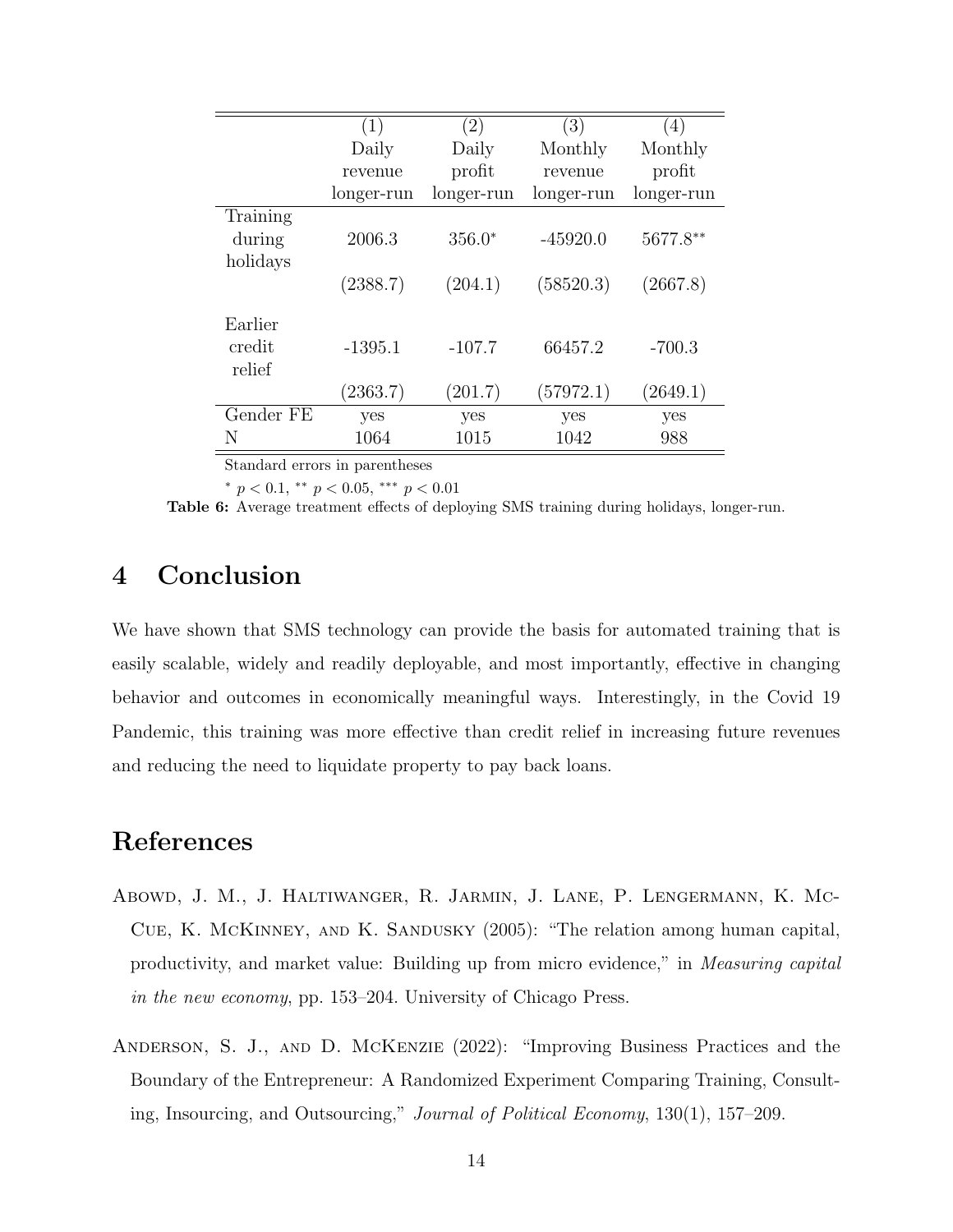|  | (1) Daily revenue longer-run | (2) Daily profit longer-run | (3) Monthly revenue longer-run | (4) Monthly profit longer-run |
|---|---|---|---|---|
| Training during holidays | 2006.3 | 356.0$^{*}$ | -45920.0 | 5677.8$^{**}$ |
|  | (2388.7) | (204.1) | (58520.3) | (2667.8) |
| Earlier credit relief | -1395.1 | -107.7 | 66457.2 | -700.3 |
|  | (2363.7) | (201.7) | (57972.1) | (2649.1) |
| Gender FE | yes | yes | yes | yes |
| N | 1064 | 1015 | 1042 | 988 |

Standard errors in parentheses

$^{*}$ $p < 0.1$, $^{**}$ $p < 0.05$, $^{***}$ $p < 0.01$

**Table 6:** Average treatment effects of deploying SMS training during holidays, longer-run.

# 4 Conclusion

We have shown that SMS technology can provide the basis for automated training that is easily scalable, widely and readily deployable, and most importantly, effective in changing behavior and outcomes in economically meaningful ways. Interestingly, in the Covid 19 Pandemic, this training was more effective than credit relief in increasing future revenues and reducing the need to liquidate property to pay back loans.

# References

Abowd, J. M., J. Haltiwanger, R. Jarmin, J. Lane, P. Lengermann, K. McCue, K. McKinney, and K. Sandusky (2005): "The relation among human capital, productivity, and market value: Building up from micro evidence," in *Measuring capital in the new economy*, pp. 153–204. University of Chicago Press.

Anderson, S. J., and D. McKenzie (2022): "Improving Business Practices and the Boundary of the Entrepreneur: A Randomized Experiment Comparing Training, Consulting, Insourcing, and Outsourcing," *Journal of Political Economy*, 130(1), 157–209.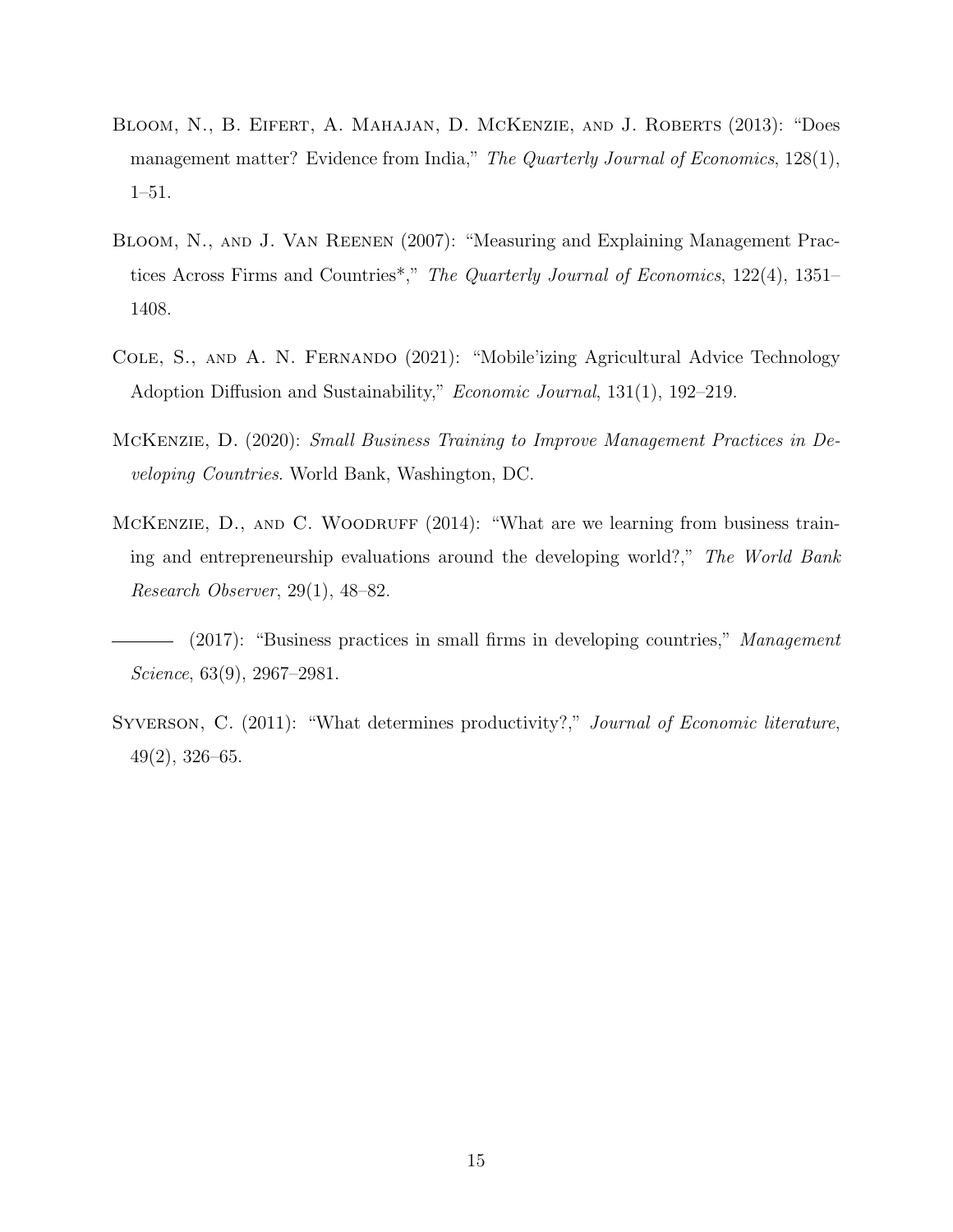Bloom, N., B. Eifert, A. Mahajan, D. McKenzie, and J. Roberts (2013): "Does management matter? Evidence from India," *The Quarterly Journal of Economics*, 128(1), 1–51.

Bloom, N., and J. Van Reenen (2007): "Measuring and Explaining Management Practices Across Firms and Countries*," *The Quarterly Journal of Economics*, 122(4), 1351–1408.

Cole, S., and A. N. Fernando (2021): "Mobile'izing Agricultural Advice Technology Adoption Diffusion and Sustainability," *Economic Journal*, 131(1), 192–219.

McKenzie, D. (2020): *Small Business Training to Improve Management Practices in Developing Countries*. World Bank, Washington, DC.

McKenzie, D., and C. Woodruff (2014): "What are we learning from business training and entrepreneurship evaluations around the developing world?," *The World Bank Research Observer*, 29(1), 48–82.

——— (2017): "Business practices in small firms in developing countries," *Management Science*, 63(9), 2967–2981.

Syverson, C. (2011): "What determines productivity?," *Journal of Economic literature*, 49(2), 326–65.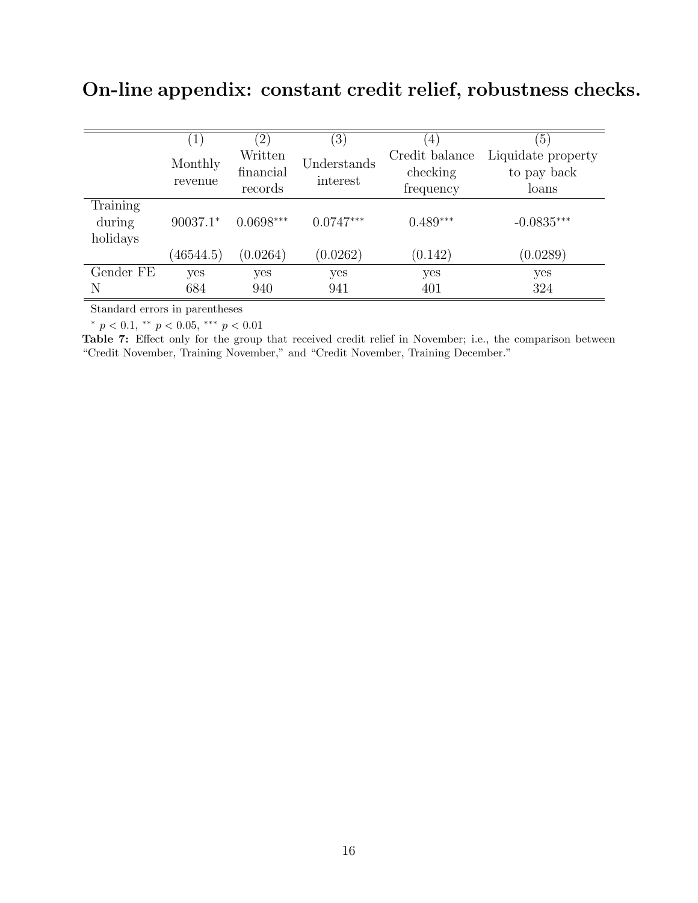# On-line appendix: constant credit relief, robustness checks.

| | (1) | (2) | (3) | (4) | (5) |
|---|---|---|---|---|---|
| | Monthly revenue | Written financial records | Understands interest | Credit balance checking frequency | Liquidate property to pay back loans |
| Training during holidays | 90037.1$^{*}$ | 0.0698$^{***}$ | 0.0747$^{***}$ | 0.489$^{***}$ | -0.0835$^{***}$ |
| | (46544.5) | (0.0264) | (0.0262) | (0.142) | (0.0289) |
| Gender FE | yes | yes | yes | yes | yes |
| N | 684 | 940 | 941 | 401 | 324 |

Standard errors in parentheses

$^{*}$ $p < 0.1$, $^{**}$ $p < 0.05$, $^{***}$ $p < 0.01$

**Table 7:** Effect only for the group that received credit relief in November; i.e., the comparison between "Credit November, Training November," and "Credit November, Training December."